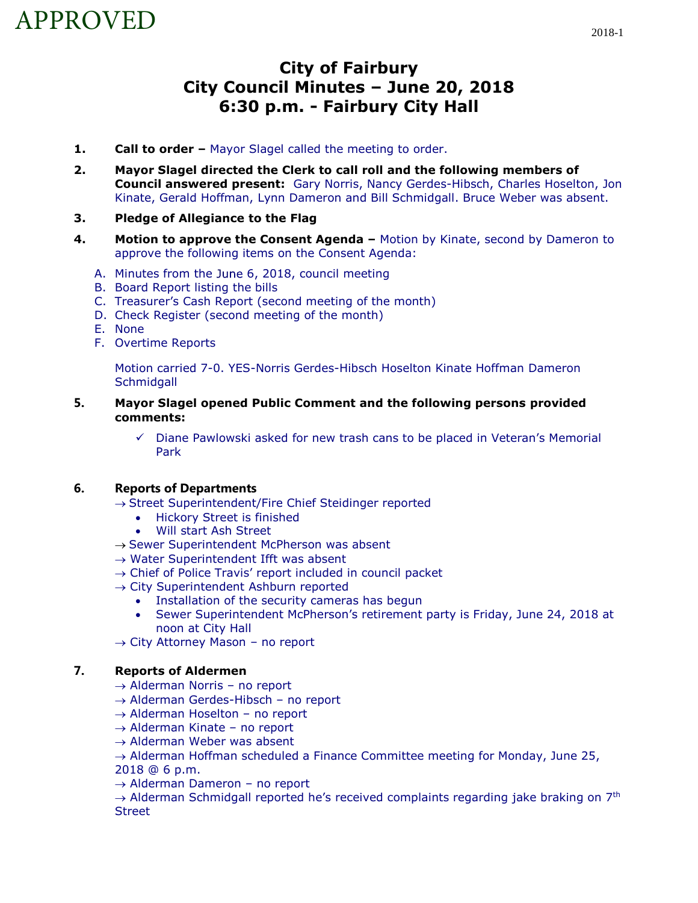APPROVED

# City of Fairbury
# City Council Minutes – June 20, 2018
# 6:30 p.m. - Fairbury City Hall

1. **Call to order –** Mayor Slagel called the meeting to order.

2. **Mayor Slagel directed the Clerk to call roll and the following members of Council answered present:** Gary Norris, Nancy Gerdes-Hibsch, Charles Hoselton, Jon Kinate, Gerald Hoffman, Lynn Dameron and Bill Schmidgall. Bruce Weber was absent.

3. **Pledge of Allegiance to the Flag**

4. **Motion to approve the Consent Agenda –** Motion by Kinate, second by Dameron to approve the following items on the Consent Agenda:

   A. Minutes from the June 6, 2018, council meeting
   B. Board Report listing the bills
   C. Treasurer's Cash Report (second meeting of the month)
   D. Check Register (second meeting of the month)
   E. None
   F. Overtime Reports

   Motion carried 7-0. YES-Norris Gerdes-Hibsch Hoselton Kinate Hoffman Dameron Schmidgall

5. **Mayor Slagel opened Public Comment and the following persons provided comments:**

   ✓ Diane Pawlowski asked for new trash cans to be placed in Veteran's Memorial Park

6. **Reports of Departments**

   → Street Superintendent/Fire Chief Steidinger reported
   - Hickory Street is finished
   - Will start Ash Street

   → Sewer Superintendent McPherson was absent
   → Water Superintendent Ifft was absent
   → Chief of Police Travis' report included in council packet
   → City Superintendent Ashburn reported
   - Installation of the security cameras has begun
   - Sewer Superintendent McPherson's retirement party is Friday, June 24, 2018 at noon at City Hall

   → City Attorney Mason – no report

7. **Reports of Aldermen**

   → Alderman Norris – no report
   → Alderman Gerdes-Hibsch – no report
   → Alderman Hoselton – no report
   → Alderman Kinate – no report
   → Alderman Weber was absent
   → Alderman Hoffman scheduled a Finance Committee meeting for Monday, June 25, 2018 @ 6 p.m.
   → Alderman Dameron – no report
   → Alderman Schmidgall reported he's received complaints regarding jake braking on 7th Street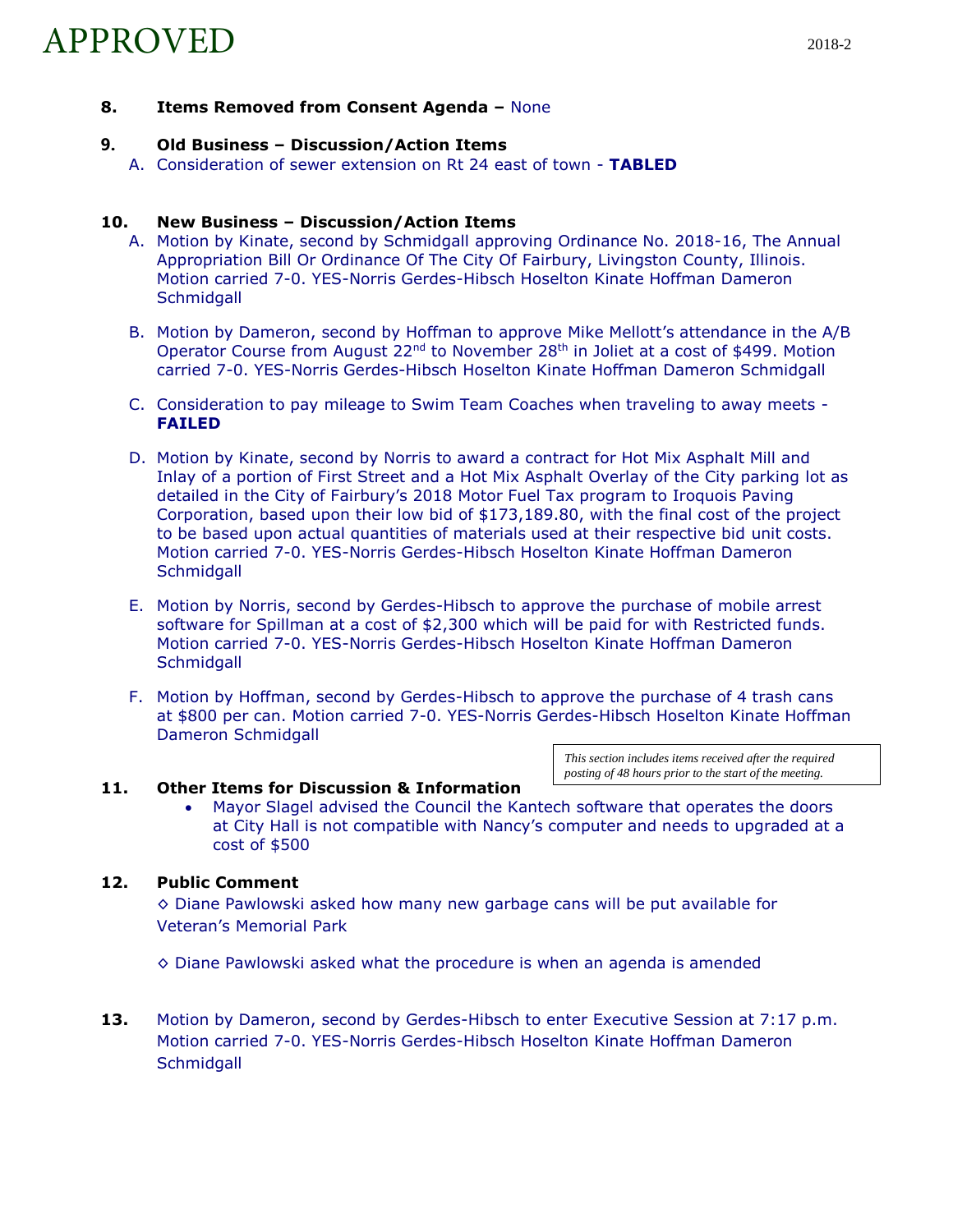APPROVED

**8. Items Removed from Consent Agenda –** None

**9. Old Business – Discussion/Action Items**

A. Consideration of sewer extension on Rt 24 east of town - **TABLED**

**10. New Business – Discussion/Action Items**

A. Motion by Kinate, second by Schmidgall approving Ordinance No. 2018-16, The Annual Appropriation Bill Or Ordinance Of The City Of Fairbury, Livingston County, Illinois. Motion carried 7-0. YES-Norris Gerdes-Hibsch Hoselton Kinate Hoffman Dameron Schmidgall

B. Motion by Dameron, second by Hoffman to approve Mike Mellott's attendance in the A/B Operator Course from August 22nd to November 28th in Joliet at a cost of $499. Motion carried 7-0. YES-Norris Gerdes-Hibsch Hoselton Kinate Hoffman Dameron Schmidgall

C. Consideration to pay mileage to Swim Team Coaches when traveling to away meets - **FAILED**

D. Motion by Kinate, second by Norris to award a contract for Hot Mix Asphalt Mill and Inlay of a portion of First Street and a Hot Mix Asphalt Overlay of the City parking lot as detailed in the City of Fairbury's 2018 Motor Fuel Tax program to Iroquois Paving Corporation, based upon their low bid of $173,189.80, with the final cost of the project to be based upon actual quantities of materials used at their respective bid unit costs. Motion carried 7-0. YES-Norris Gerdes-Hibsch Hoselton Kinate Hoffman Dameron Schmidgall

E. Motion by Norris, second by Gerdes-Hibsch to approve the purchase of mobile arrest software for Spillman at a cost of $2,300 which will be paid for with Restricted funds. Motion carried 7-0. YES-Norris Gerdes-Hibsch Hoselton Kinate Hoffman Dameron Schmidgall

F. Motion by Hoffman, second by Gerdes-Hibsch to approve the purchase of 4 trash cans at $800 per can. Motion carried 7-0. YES-Norris Gerdes-Hibsch Hoselton Kinate Hoffman Dameron Schmidgall

*This section includes items received after the required posting of 48 hours prior to the start of the meeting.*

**11. Other Items for Discussion & Information**

- Mayor Slagel advised the Council the Kantech software that operates the doors at City Hall is not compatible with Nancy's computer and needs to upgraded at a cost of $500

**12. Public Comment**

◊ Diane Pawlowski asked how many new garbage cans will be put available for Veteran's Memorial Park

◊ Diane Pawlowski asked what the procedure is when an agenda is amended

**13.** Motion by Dameron, second by Gerdes-Hibsch to enter Executive Session at 7:17 p.m. Motion carried 7-0. YES-Norris Gerdes-Hibsch Hoselton Kinate Hoffman Dameron Schmidgall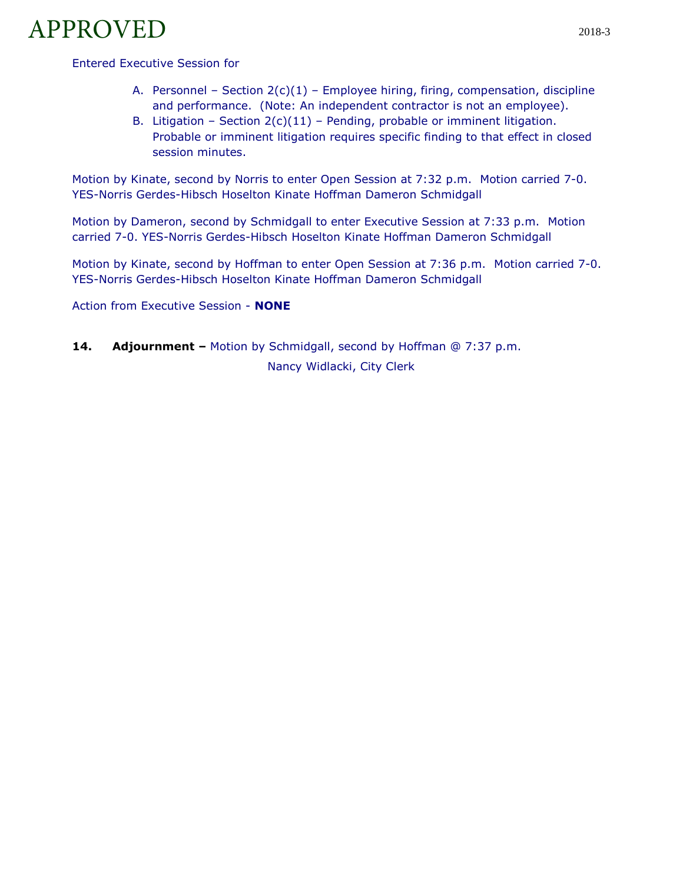APPROVED

Entered Executive Session for

A. Personnel – Section 2(c)(1) – Employee hiring, firing, compensation, discipline and performance. (Note: An independent contractor is not an employee).
B. Litigation – Section 2(c)(11) – Pending, probable or imminent litigation. Probable or imminent litigation requires specific finding to that effect in closed session minutes.

Motion by Kinate, second by Norris to enter Open Session at 7:32 p.m. Motion carried 7-0. YES-Norris Gerdes-Hibsch Hoselton Kinate Hoffman Dameron Schmidgall

Motion by Dameron, second by Schmidgall to enter Executive Session at 7:33 p.m. Motion carried 7-0. YES-Norris Gerdes-Hibsch Hoselton Kinate Hoffman Dameron Schmidgall

Motion by Kinate, second by Hoffman to enter Open Session at 7:36 p.m. Motion carried 7-0. YES-Norris Gerdes-Hibsch Hoselton Kinate Hoffman Dameron Schmidgall

Action from Executive Session - **NONE**

**14. Adjournment –** Motion by Schmidgall, second by Hoffman @ 7:37 p.m.

Nancy Widlacki, City Clerk